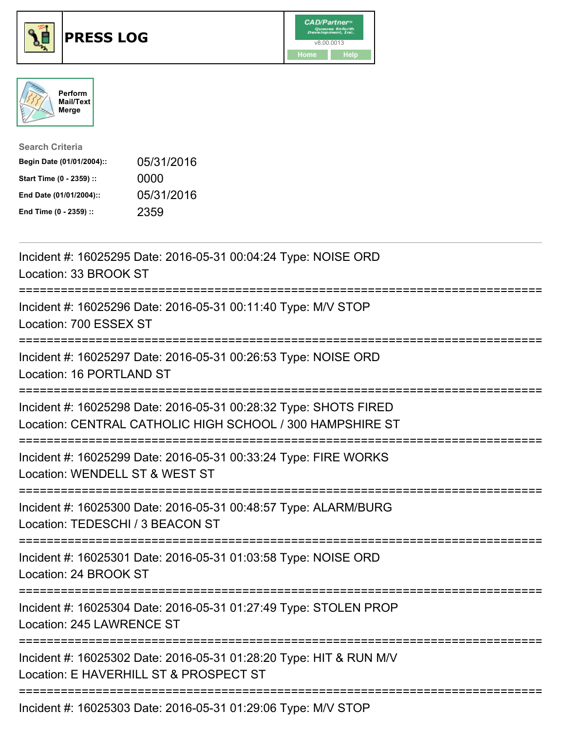# PRESS LOG

CAD/Partner™ Queues Enforth Development, Inc.
v8.00.0013
Home Help

Perform Mail/Text Merge

**Search Criteria**

| | |
|---|---|
| **Begin Date (01/01/2004)::** | 05/31/2016 |
| **Start Time (0 - 2359) ::** | 0000 |
| **End Date (01/01/2004)::** | 05/31/2016 |
| **End Time (0 - 2359) ::** | 2359 |

---

Incident #: 16025295 Date: 2016-05-31 00:04:24 Type: NOISE ORD
Location: 33 BROOK ST

===========================================================================

Incident #: 16025296 Date: 2016-05-31 00:11:40 Type: M/V STOP
Location: 700 ESSEX ST

===========================================================================

Incident #: 16025297 Date: 2016-05-31 00:26:53 Type: NOISE ORD
Location: 16 PORTLAND ST

===========================================================================

Incident #: 16025298 Date: 2016-05-31 00:28:32 Type: SHOTS FIRED
Location: CENTRAL CATHOLIC HIGH SCHOOL / 300 HAMPSHIRE ST

===========================================================================

Incident #: 16025299 Date: 2016-05-31 00:33:24 Type: FIRE WORKS
Location: WENDELL ST & WEST ST

===========================================================================

Incident #: 16025300 Date: 2016-05-31 00:48:57 Type: ALARM/BURG
Location: TEDESCHI / 3 BEACON ST

===========================================================================

Incident #: 16025301 Date: 2016-05-31 01:03:58 Type: NOISE ORD
Location: 24 BROOK ST

===========================================================================

Incident #: 16025304 Date: 2016-05-31 01:27:49 Type: STOLEN PROP
Location: 245 LAWRENCE ST

===========================================================================

Incident #: 16025302 Date: 2016-05-31 01:28:20 Type: HIT & RUN M/V
Location: E HAVERHILL ST & PROSPECT ST

===========================================================================

Incident #: 16025303 Date: 2016-05-31 01:29:06 Type: M/V STOP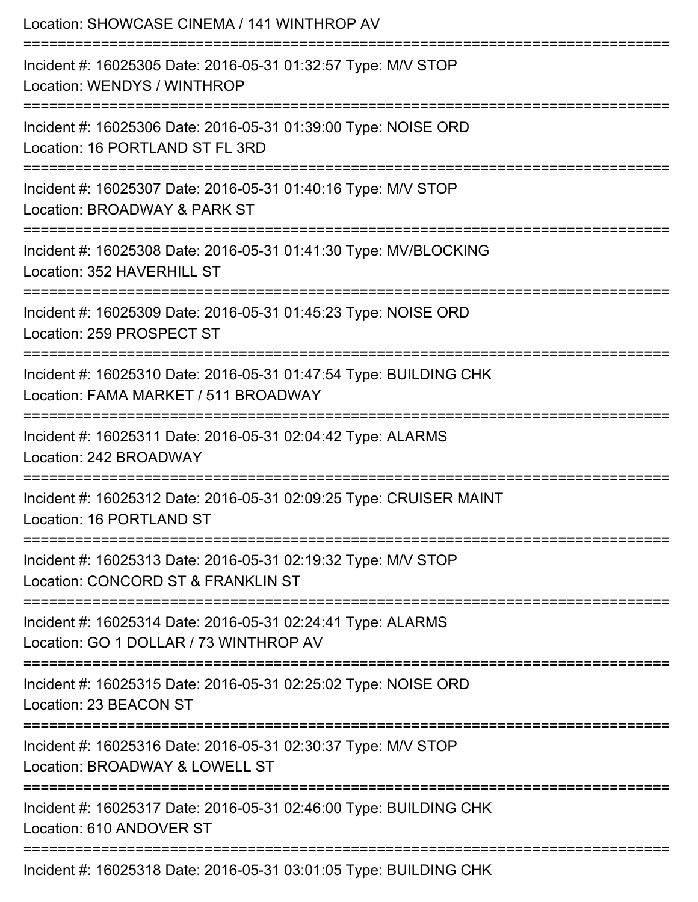Location: SHOWCASE CINEMA / 141 WINTHROP AV

===========================================================================

Incident #: 16025305 Date: 2016-05-31 01:32:57 Type: M/V STOP
Location: WENDYS / WINTHROP

===========================================================================

Incident #: 16025306 Date: 2016-05-31 01:39:00 Type: NOISE ORD
Location: 16 PORTLAND ST FL 3RD

===========================================================================

Incident #: 16025307 Date: 2016-05-31 01:40:16 Type: M/V STOP
Location: BROADWAY & PARK ST

===========================================================================

Incident #: 16025308 Date: 2016-05-31 01:41:30 Type: MV/BLOCKING
Location: 352 HAVERHILL ST

===========================================================================

Incident #: 16025309 Date: 2016-05-31 01:45:23 Type: NOISE ORD
Location: 259 PROSPECT ST

===========================================================================

Incident #: 16025310 Date: 2016-05-31 01:47:54 Type: BUILDING CHK
Location: FAMA MARKET / 511 BROADWAY

===========================================================================

Incident #: 16025311 Date: 2016-05-31 02:04:42 Type: ALARMS
Location: 242 BROADWAY

===========================================================================

Incident #: 16025312 Date: 2016-05-31 02:09:25 Type: CRUISER MAINT
Location: 16 PORTLAND ST

===========================================================================

Incident #: 16025313 Date: 2016-05-31 02:19:32 Type: M/V STOP
Location: CONCORD ST & FRANKLIN ST

===========================================================================

Incident #: 16025314 Date: 2016-05-31 02:24:41 Type: ALARMS
Location: GO 1 DOLLAR / 73 WINTHROP AV

===========================================================================

Incident #: 16025315 Date: 2016-05-31 02:25:02 Type: NOISE ORD
Location: 23 BEACON ST

===========================================================================

Incident #: 16025316 Date: 2016-05-31 02:30:37 Type: M/V STOP
Location: BROADWAY & LOWELL ST

===========================================================================

Incident #: 16025317 Date: 2016-05-31 02:46:00 Type: BUILDING CHK
Location: 610 ANDOVER ST

===========================================================================

Incident #: 16025318 Date: 2016-05-31 03:01:05 Type: BUILDING CHK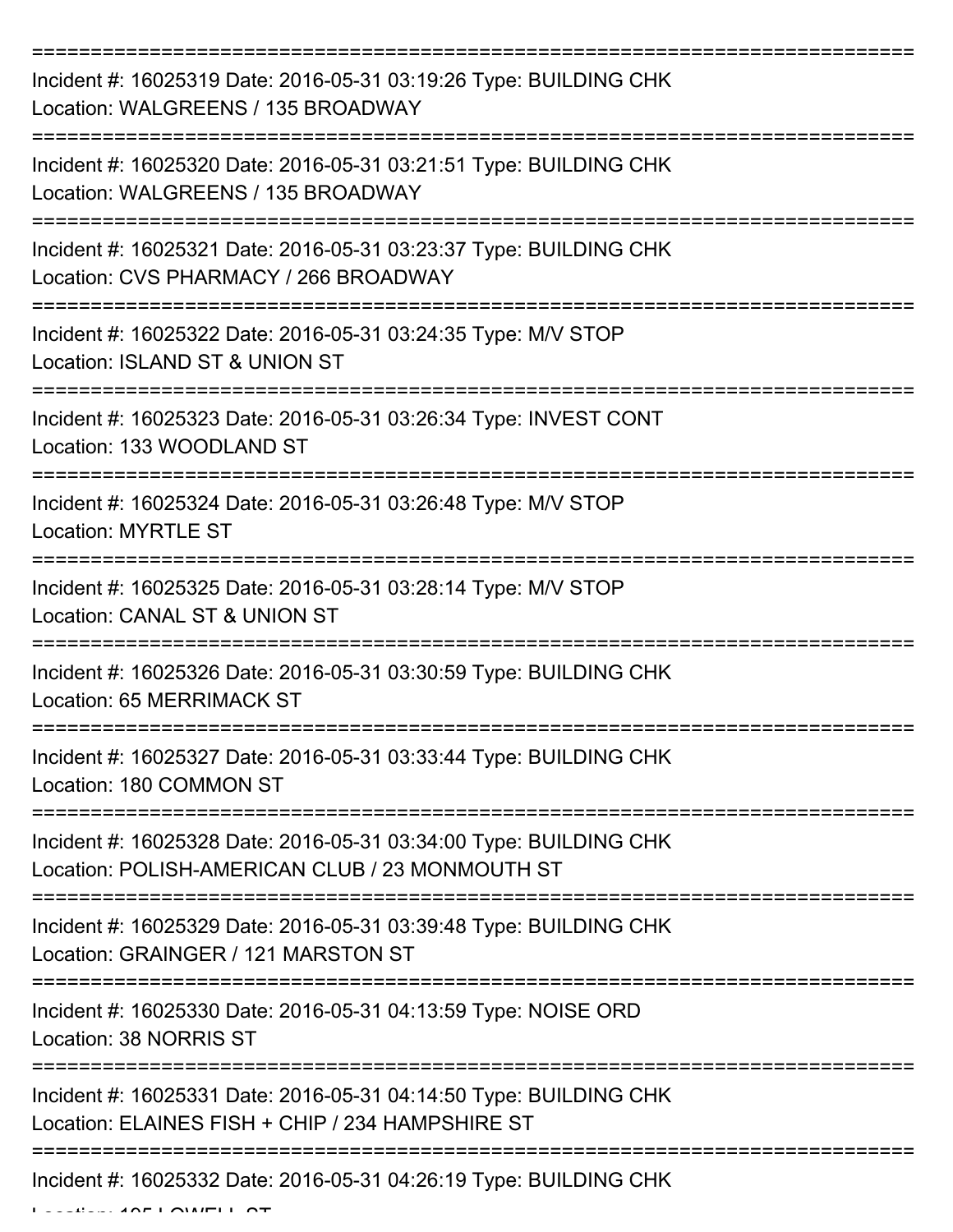===========================================================================

Incident #: 16025319 Date: 2016-05-31 03:19:26 Type: BUILDING CHK
Location: WALGREENS / 135 BROADWAY

===========================================================================

Incident #: 16025320 Date: 2016-05-31 03:21:51 Type: BUILDING CHK
Location: WALGREENS / 135 BROADWAY

===========================================================================

Incident #: 16025321 Date: 2016-05-31 03:23:37 Type: BUILDING CHK
Location: CVS PHARMACY / 266 BROADWAY

===========================================================================

Incident #: 16025322 Date: 2016-05-31 03:24:35 Type: M/V STOP
Location: ISLAND ST & UNION ST

===========================================================================

Incident #: 16025323 Date: 2016-05-31 03:26:34 Type: INVEST CONT
Location: 133 WOODLAND ST

===========================================================================

Incident #: 16025324 Date: 2016-05-31 03:26:48 Type: M/V STOP
Location: MYRTLE ST

===========================================================================

Incident #: 16025325 Date: 2016-05-31 03:28:14 Type: M/V STOP
Location: CANAL ST & UNION ST

===========================================================================

Incident #: 16025326 Date: 2016-05-31 03:30:59 Type: BUILDING CHK
Location: 65 MERRIMACK ST

===========================================================================

Incident #: 16025327 Date: 2016-05-31 03:33:44 Type: BUILDING CHK
Location: 180 COMMON ST

===========================================================================

Incident #: 16025328 Date: 2016-05-31 03:34:00 Type: BUILDING CHK
Location: POLISH-AMERICAN CLUB / 23 MONMOUTH ST

===========================================================================

Incident #: 16025329 Date: 2016-05-31 03:39:48 Type: BUILDING CHK
Location: GRAINGER / 121 MARSTON ST

===========================================================================

Incident #: 16025330 Date: 2016-05-31 04:13:59 Type: NOISE ORD
Location: 38 NORRIS ST

===========================================================================

Incident #: 16025331 Date: 2016-05-31 04:14:50 Type: BUILDING CHK
Location: ELAINES FISH + CHIP / 234 HAMPSHIRE ST

===========================================================================

Incident #: 16025332 Date: 2016-05-31 04:26:19 Type: BUILDING CHK
Location: 105 LOWELL ST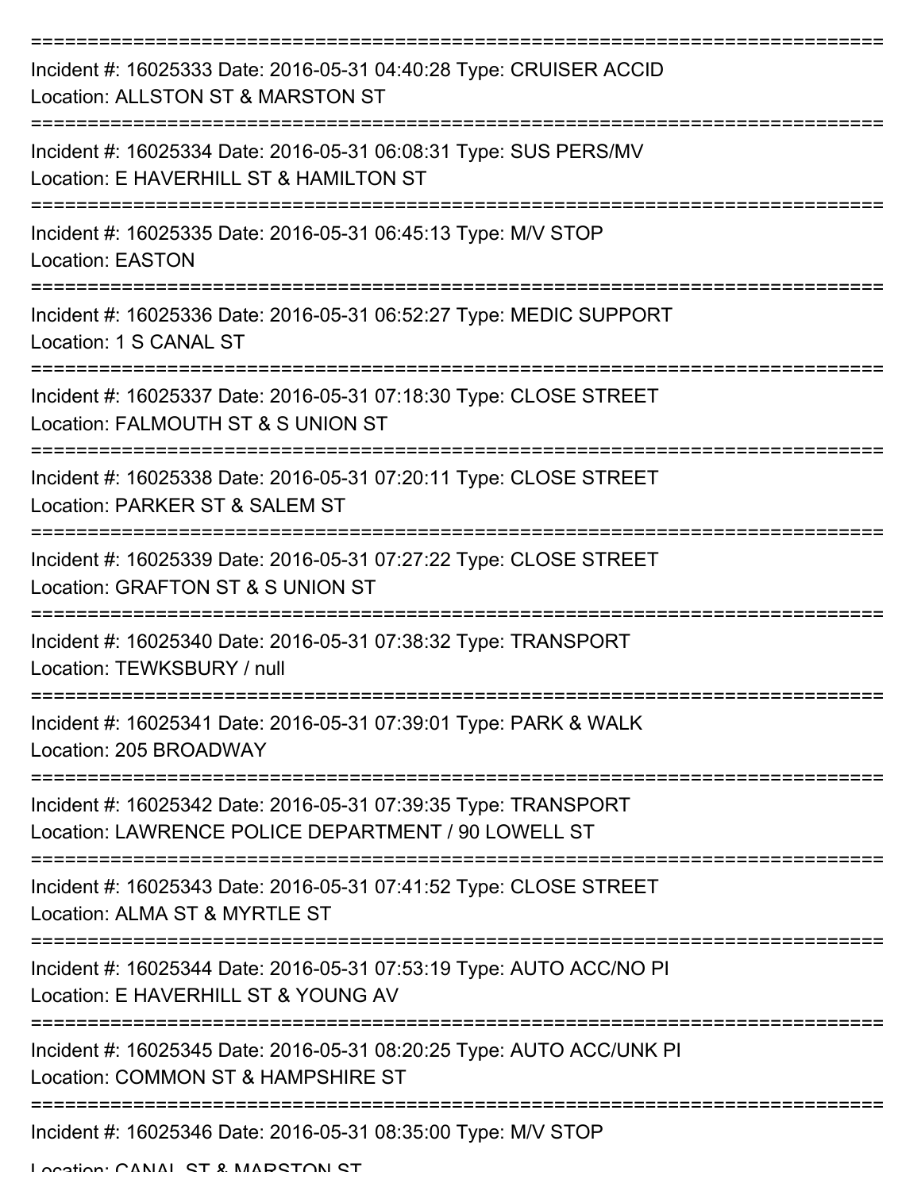---

Incident #: 16025333 Date: 2016-05-31 04:40:28 Type: CRUISER ACCID
Location: ALLSTON ST & MARSTON ST

---

Incident #: 16025334 Date: 2016-05-31 06:08:31 Type: SUS PERS/MV
Location: E HAVERHILL ST & HAMILTON ST

---

Incident #: 16025335 Date: 2016-05-31 06:45:13 Type: M/V STOP
Location: EASTON

---

Incident #: 16025336 Date: 2016-05-31 06:52:27 Type: MEDIC SUPPORT
Location: 1 S CANAL ST

---

Incident #: 16025337 Date: 2016-05-31 07:18:30 Type: CLOSE STREET
Location: FALMOUTH ST & S UNION ST

---

Incident #: 16025338 Date: 2016-05-31 07:20:11 Type: CLOSE STREET
Location: PARKER ST & SALEM ST

---

Incident #: 16025339 Date: 2016-05-31 07:27:22 Type: CLOSE STREET
Location: GRAFTON ST & S UNION ST

---

Incident #: 16025340 Date: 2016-05-31 07:38:32 Type: TRANSPORT
Location: TEWKSBURY / null

---

Incident #: 16025341 Date: 2016-05-31 07:39:01 Type: PARK & WALK
Location: 205 BROADWAY

---

Incident #: 16025342 Date: 2016-05-31 07:39:35 Type: TRANSPORT
Location: LAWRENCE POLICE DEPARTMENT / 90 LOWELL ST

---

Incident #: 16025343 Date: 2016-05-31 07:41:52 Type: CLOSE STREET
Location: ALMA ST & MYRTLE ST

---

Incident #: 16025344 Date: 2016-05-31 07:53:19 Type: AUTO ACC/NO PI
Location: E HAVERHILL ST & YOUNG AV

---

Incident #: 16025345 Date: 2016-05-31 08:20:25 Type: AUTO ACC/UNK PI
Location: COMMON ST & HAMPSHIRE ST

---

Incident #: 16025346 Date: 2016-05-31 08:35:00 Type: M/V STOP
Location: CANAL ST & MARSTON ST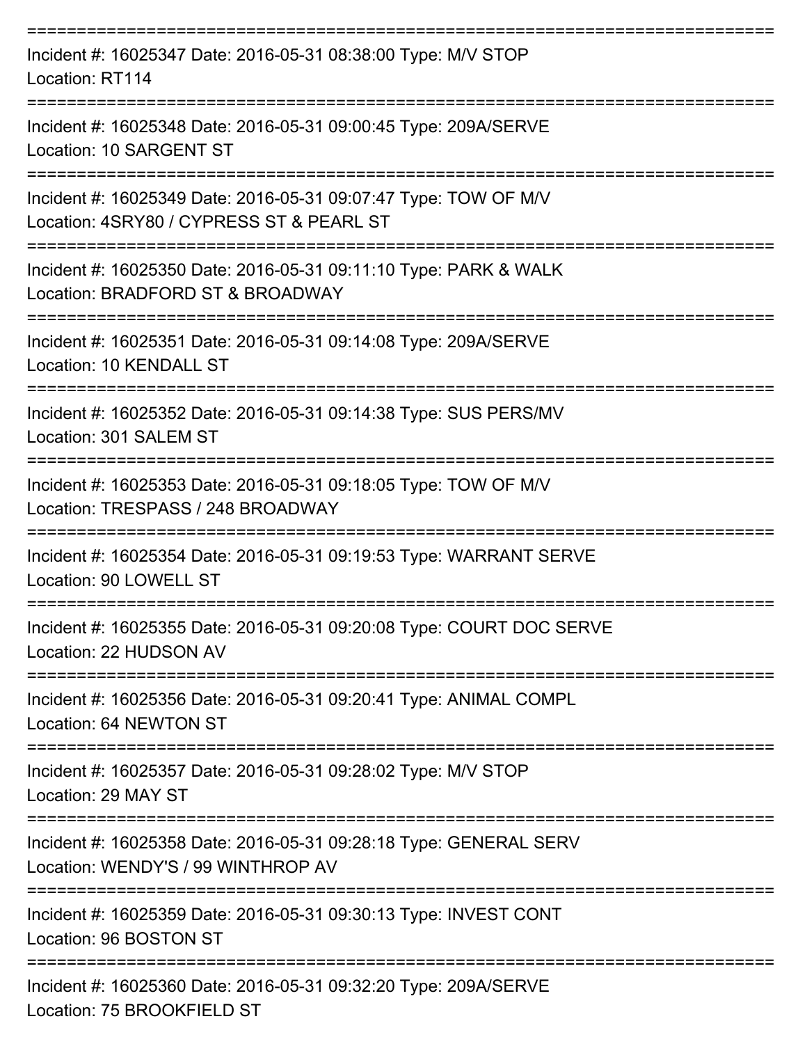===========================================================================

Incident #: 16025347 Date: 2016-05-31 08:38:00 Type: M/V STOP
Location: RT114

===========================================================================

Incident #: 16025348 Date: 2016-05-31 09:00:45 Type: 209A/SERVE
Location: 10 SARGENT ST

===========================================================================

Incident #: 16025349 Date: 2016-05-31 09:07:47 Type: TOW OF M/V
Location: 4SRY80 / CYPRESS ST & PEARL ST

===========================================================================

Incident #: 16025350 Date: 2016-05-31 09:11:10 Type: PARK & WALK
Location: BRADFORD ST & BROADWAY

===========================================================================

Incident #: 16025351 Date: 2016-05-31 09:14:08 Type: 209A/SERVE
Location: 10 KENDALL ST

===========================================================================

Incident #: 16025352 Date: 2016-05-31 09:14:38 Type: SUS PERS/MV
Location: 301 SALEM ST

===========================================================================

Incident #: 16025353 Date: 2016-05-31 09:18:05 Type: TOW OF M/V
Location: TRESPASS / 248 BROADWAY

===========================================================================

Incident #: 16025354 Date: 2016-05-31 09:19:53 Type: WARRANT SERVE
Location: 90 LOWELL ST

===========================================================================

Incident #: 16025355 Date: 2016-05-31 09:20:08 Type: COURT DOC SERVE
Location: 22 HUDSON AV

===========================================================================

Incident #: 16025356 Date: 2016-05-31 09:20:41 Type: ANIMAL COMPL
Location: 64 NEWTON ST

===========================================================================

Incident #: 16025357 Date: 2016-05-31 09:28:02 Type: M/V STOP
Location: 29 MAY ST

===========================================================================

Incident #: 16025358 Date: 2016-05-31 09:28:18 Type: GENERAL SERV
Location: WENDY'S / 99 WINTHROP AV

===========================================================================

Incident #: 16025359 Date: 2016-05-31 09:30:13 Type: INVEST CONT
Location: 96 BOSTON ST

===========================================================================

Incident #: 16025360 Date: 2016-05-31 09:32:20 Type: 209A/SERVE
Location: 75 BROOKFIELD ST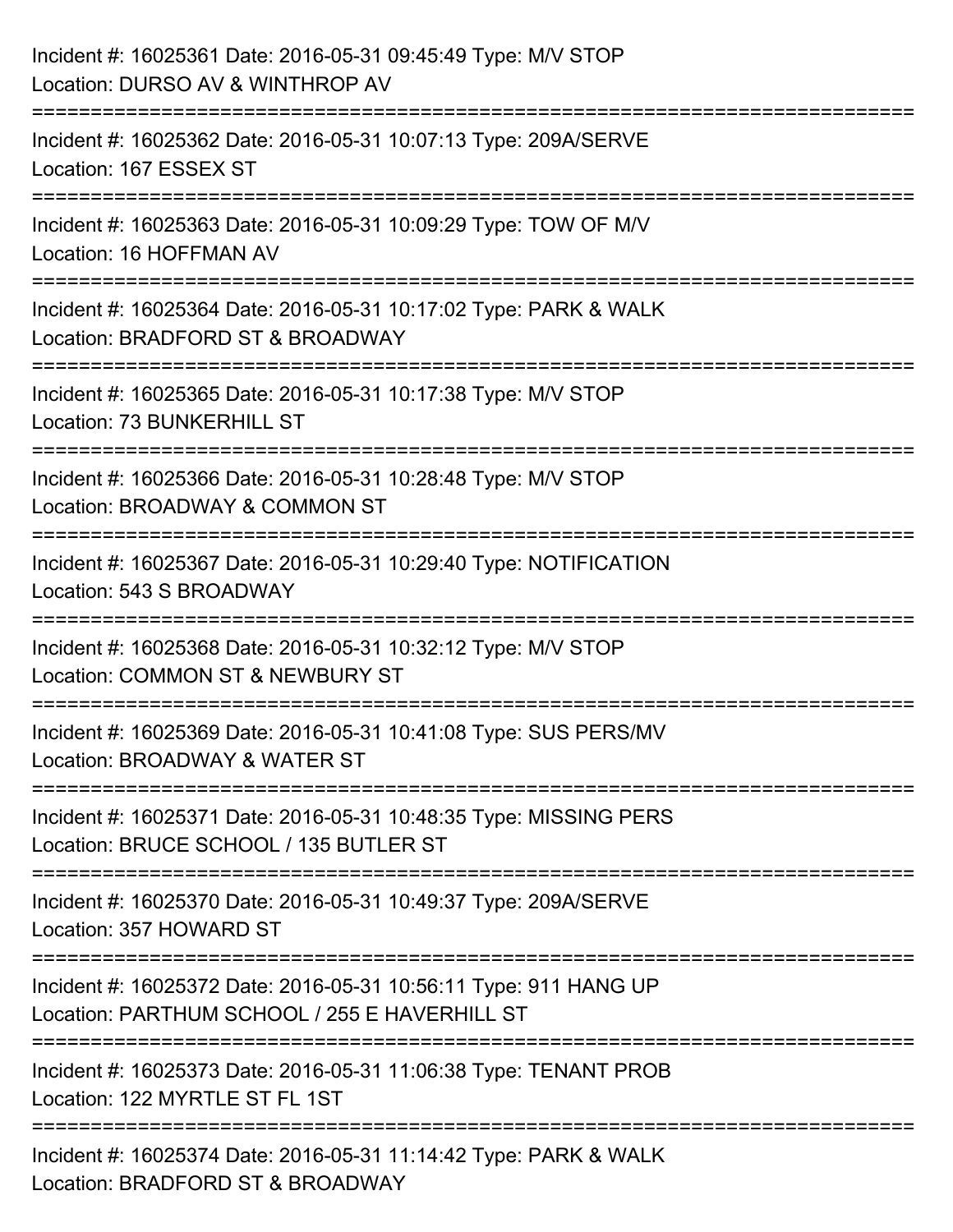Incident #: 16025361 Date: 2016-05-31 09:45:49 Type: M/V STOP
Location: DURSO AV & WINTHROP AV

===========================================================================

Incident #: 16025362 Date: 2016-05-31 10:07:13 Type: 209A/SERVE
Location: 167 ESSEX ST

===========================================================================

Incident #: 16025363 Date: 2016-05-31 10:09:29 Type: TOW OF M/V
Location: 16 HOFFMAN AV

===========================================================================

Incident #: 16025364 Date: 2016-05-31 10:17:02 Type: PARK & WALK
Location: BRADFORD ST & BROADWAY

===========================================================================

Incident #: 16025365 Date: 2016-05-31 10:17:38 Type: M/V STOP
Location: 73 BUNKERHILL ST

===========================================================================

Incident #: 16025366 Date: 2016-05-31 10:28:48 Type: M/V STOP
Location: BROADWAY & COMMON ST

===========================================================================

Incident #: 16025367 Date: 2016-05-31 10:29:40 Type: NOTIFICATION
Location: 543 S BROADWAY

===========================================================================

Incident #: 16025368 Date: 2016-05-31 10:32:12 Type: M/V STOP
Location: COMMON ST & NEWBURY ST

===========================================================================

Incident #: 16025369 Date: 2016-05-31 10:41:08 Type: SUS PERS/MV
Location: BROADWAY & WATER ST

===========================================================================

Incident #: 16025371 Date: 2016-05-31 10:48:35 Type: MISSING PERS
Location: BRUCE SCHOOL / 135 BUTLER ST

===========================================================================

Incident #: 16025370 Date: 2016-05-31 10:49:37 Type: 209A/SERVE
Location: 357 HOWARD ST

===========================================================================

Incident #: 16025372 Date: 2016-05-31 10:56:11 Type: 911 HANG UP
Location: PARTHUM SCHOOL / 255 E HAVERHILL ST

===========================================================================

Incident #: 16025373 Date: 2016-05-31 11:06:38 Type: TENANT PROB
Location: 122 MYRTLE ST FL 1ST

===========================================================================

Incident #: 16025374 Date: 2016-05-31 11:14:42 Type: PARK & WALK
Location: BRADFORD ST & BROADWAY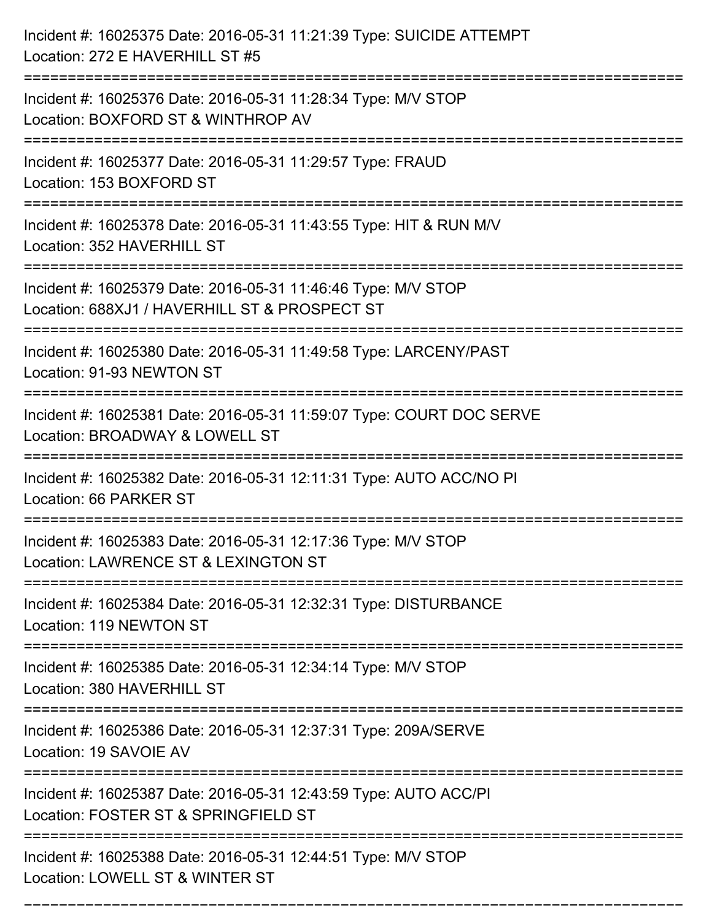Incident #: 16025375 Date: 2016-05-31 11:21:39 Type: SUICIDE ATTEMPT
Location: 272 E HAVERHILL ST #5

===========================================================================

Incident #: 16025376 Date: 2016-05-31 11:28:34 Type: M/V STOP
Location: BOXFORD ST & WINTHROP AV

===========================================================================

Incident #: 16025377 Date: 2016-05-31 11:29:57 Type: FRAUD
Location: 153 BOXFORD ST

===========================================================================

Incident #: 16025378 Date: 2016-05-31 11:43:55 Type: HIT & RUN M/V
Location: 352 HAVERHILL ST

===========================================================================

Incident #: 16025379 Date: 2016-05-31 11:46:46 Type: M/V STOP
Location: 688XJ1 / HAVERHILL ST & PROSPECT ST

===========================================================================

Incident #: 16025380 Date: 2016-05-31 11:49:58 Type: LARCENY/PAST
Location: 91-93 NEWTON ST

===========================================================================

Incident #: 16025381 Date: 2016-05-31 11:59:07 Type: COURT DOC SERVE
Location: BROADWAY & LOWELL ST

===========================================================================

Incident #: 16025382 Date: 2016-05-31 12:11:31 Type: AUTO ACC/NO PI
Location: 66 PARKER ST

===========================================================================

Incident #: 16025383 Date: 2016-05-31 12:17:36 Type: M/V STOP
Location: LAWRENCE ST & LEXINGTON ST

===========================================================================

Incident #: 16025384 Date: 2016-05-31 12:32:31 Type: DISTURBANCE
Location: 119 NEWTON ST

===========================================================================

Incident #: 16025385 Date: 2016-05-31 12:34:14 Type: M/V STOP
Location: 380 HAVERHILL ST

===========================================================================

Incident #: 16025386 Date: 2016-05-31 12:37:31 Type: 209A/SERVE
Location: 19 SAVOIE AV

===========================================================================

Incident #: 16025387 Date: 2016-05-31 12:43:59 Type: AUTO ACC/PI
Location: FOSTER ST & SPRINGFIELD ST

===========================================================================

Incident #: 16025388 Date: 2016-05-31 12:44:51 Type: M/V STOP
Location: LOWELL ST & WINTER ST

===========================================================================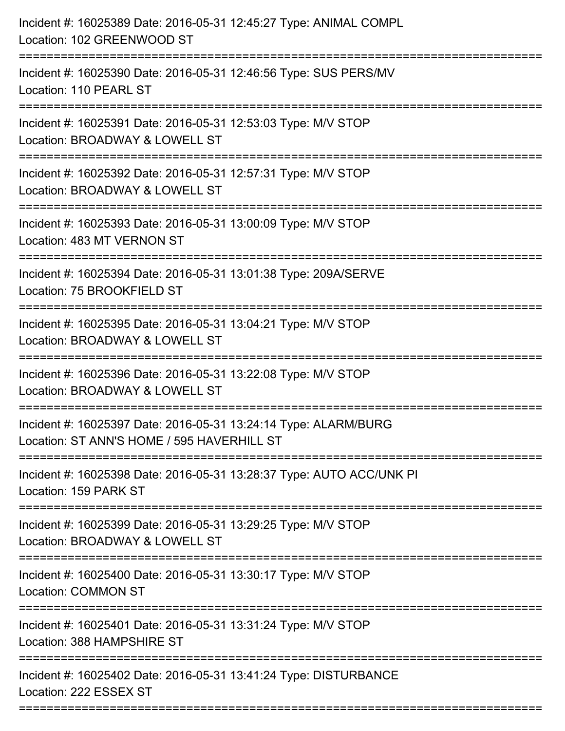Incident #: 16025389 Date: 2016-05-31 12:45:27 Type: ANIMAL COMPL
Location: 102 GREENWOOD ST

===========================================================================

Incident #: 16025390 Date: 2016-05-31 12:46:56 Type: SUS PERS/MV
Location: 110 PEARL ST

===========================================================================

Incident #: 16025391 Date: 2016-05-31 12:53:03 Type: M/V STOP
Location: BROADWAY & LOWELL ST

===========================================================================

Incident #: 16025392 Date: 2016-05-31 12:57:31 Type: M/V STOP
Location: BROADWAY & LOWELL ST

===========================================================================

Incident #: 16025393 Date: 2016-05-31 13:00:09 Type: M/V STOP
Location: 483 MT VERNON ST

===========================================================================

Incident #: 16025394 Date: 2016-05-31 13:01:38 Type: 209A/SERVE
Location: 75 BROOKFIELD ST

===========================================================================

Incident #: 16025395 Date: 2016-05-31 13:04:21 Type: M/V STOP
Location: BROADWAY & LOWELL ST

===========================================================================

Incident #: 16025396 Date: 2016-05-31 13:22:08 Type: M/V STOP
Location: BROADWAY & LOWELL ST

===========================================================================

Incident #: 16025397 Date: 2016-05-31 13:24:14 Type: ALARM/BURG
Location: ST ANN'S HOME / 595 HAVERHILL ST

===========================================================================

Incident #: 16025398 Date: 2016-05-31 13:28:37 Type: AUTO ACC/UNK PI
Location: 159 PARK ST

===========================================================================

Incident #: 16025399 Date: 2016-05-31 13:29:25 Type: M/V STOP
Location: BROADWAY & LOWELL ST

===========================================================================

Incident #: 16025400 Date: 2016-05-31 13:30:17 Type: M/V STOP
Location: COMMON ST

===========================================================================

Incident #: 16025401 Date: 2016-05-31 13:31:24 Type: M/V STOP
Location: 388 HAMPSHIRE ST

===========================================================================

Incident #: 16025402 Date: 2016-05-31 13:41:24 Type: DISTURBANCE
Location: 222 ESSEX ST

===========================================================================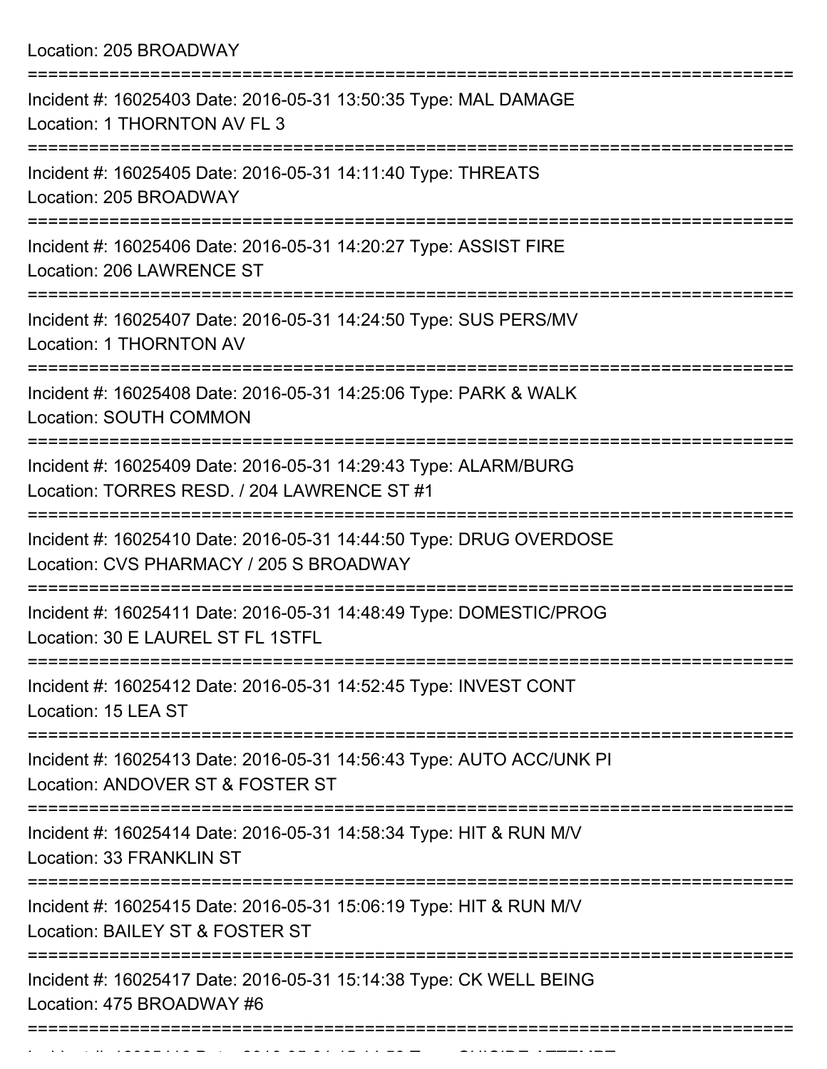Location: 205 BROADWAY

===========================================================================

Incident #: 16025403 Date: 2016-05-31 13:50:35 Type: MAL DAMAGE
Location: 1 THORNTON AV FL 3

===========================================================================

Incident #: 16025405 Date: 2016-05-31 14:11:40 Type: THREATS
Location: 205 BROADWAY

===========================================================================

Incident #: 16025406 Date: 2016-05-31 14:20:27 Type: ASSIST FIRE
Location: 206 LAWRENCE ST

===========================================================================

Incident #: 16025407 Date: 2016-05-31 14:24:50 Type: SUS PERS/MV
Location: 1 THORNTON AV

===========================================================================

Incident #: 16025408 Date: 2016-05-31 14:25:06 Type: PARK & WALK
Location: SOUTH COMMON

===========================================================================

Incident #: 16025409 Date: 2016-05-31 14:29:43 Type: ALARM/BURG
Location: TORRES RESD. / 204 LAWRENCE ST #1

===========================================================================

Incident #: 16025410 Date: 2016-05-31 14:44:50 Type: DRUG OVERDOSE
Location: CVS PHARMACY / 205 S BROADWAY

===========================================================================

Incident #: 16025411 Date: 2016-05-31 14:48:49 Type: DOMESTIC/PROG
Location: 30 E LAUREL ST FL 1STFL

===========================================================================

Incident #: 16025412 Date: 2016-05-31 14:52:45 Type: INVEST CONT
Location: 15 LEA ST

===========================================================================

Incident #: 16025413 Date: 2016-05-31 14:56:43 Type: AUTO ACC/UNK PI
Location: ANDOVER ST & FOSTER ST

===========================================================================

Incident #: 16025414 Date: 2016-05-31 14:58:34 Type: HIT & RUN M/V
Location: 33 FRANKLIN ST

===========================================================================

Incident #: 16025415 Date: 2016-05-31 15:06:19 Type: HIT & RUN M/V
Location: BAILEY ST & FOSTER ST

===========================================================================

Incident #: 16025417 Date: 2016-05-31 15:14:38 Type: CK WELL BEING
Location: 475 BROADWAY #6

===========================================================================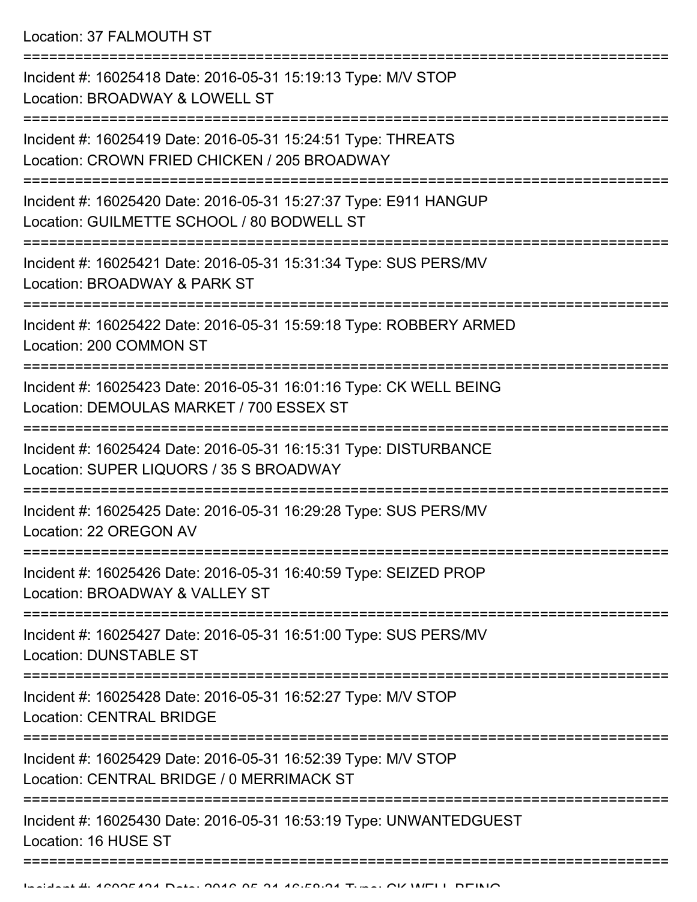Location: 37 FALMOUTH ST

===========================================================================

Incident #: 16025418 Date: 2016-05-31 15:19:13 Type: M/V STOP
Location: BROADWAY & LOWELL ST

===========================================================================

Incident #: 16025419 Date: 2016-05-31 15:24:51 Type: THREATS
Location: CROWN FRIED CHICKEN / 205 BROADWAY

===========================================================================

Incident #: 16025420 Date: 2016-05-31 15:27:37 Type: E911 HANGUP
Location: GUILMETTE SCHOOL / 80 BODWELL ST

===========================================================================

Incident #: 16025421 Date: 2016-05-31 15:31:34 Type: SUS PERS/MV
Location: BROADWAY & PARK ST

===========================================================================

Incident #: 16025422 Date: 2016-05-31 15:59:18 Type: ROBBERY ARMED
Location: 200 COMMON ST

===========================================================================

Incident #: 16025423 Date: 2016-05-31 16:01:16 Type: CK WELL BEING
Location: DEMOULAS MARKET / 700 ESSEX ST

===========================================================================

Incident #: 16025424 Date: 2016-05-31 16:15:31 Type: DISTURBANCE
Location: SUPER LIQUORS / 35 S BROADWAY

===========================================================================

Incident #: 16025425 Date: 2016-05-31 16:29:28 Type: SUS PERS/MV
Location: 22 OREGON AV

===========================================================================

Incident #: 16025426 Date: 2016-05-31 16:40:59 Type: SEIZED PROP
Location: BROADWAY & VALLEY ST

===========================================================================

Incident #: 16025427 Date: 2016-05-31 16:51:00 Type: SUS PERS/MV
Location: DUNSTABLE ST

===========================================================================

Incident #: 16025428 Date: 2016-05-31 16:52:27 Type: M/V STOP
Location: CENTRAL BRIDGE

===========================================================================

Incident #: 16025429 Date: 2016-05-31 16:52:39 Type: M/V STOP
Location: CENTRAL BRIDGE / 0 MERRIMACK ST

===========================================================================

Incident #: 16025430 Date: 2016-05-31 16:53:19 Type: UNWANTEDGUEST
Location: 16 HUSE ST

===========================================================================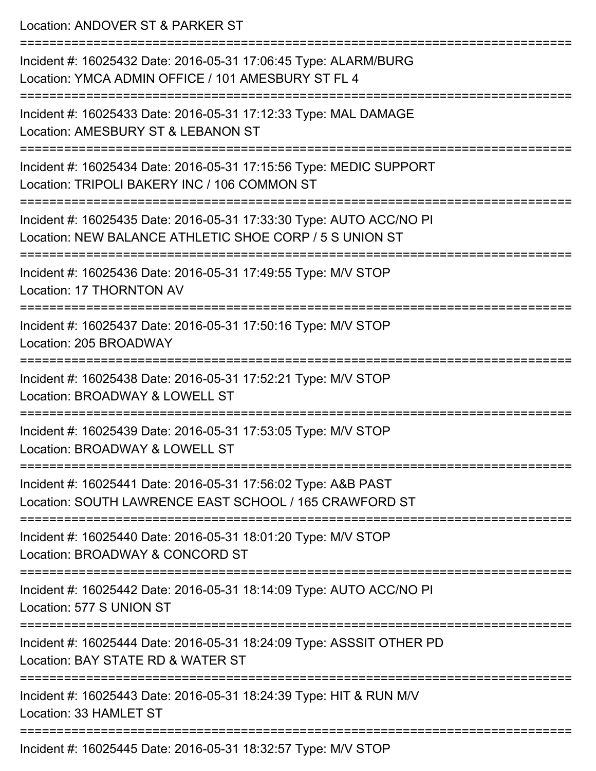Location: ANDOVER ST & PARKER ST

===========================================================================

Incident #: 16025432 Date: 2016-05-31 17:06:45 Type: ALARM/BURG
Location: YMCA ADMIN OFFICE / 101 AMESBURY ST FL 4

===========================================================================

Incident #: 16025433 Date: 2016-05-31 17:12:33 Type: MAL DAMAGE
Location: AMESBURY ST & LEBANON ST

===========================================================================

Incident #: 16025434 Date: 2016-05-31 17:15:56 Type: MEDIC SUPPORT
Location: TRIPOLI BAKERY INC / 106 COMMON ST

===========================================================================

Incident #: 16025435 Date: 2016-05-31 17:33:30 Type: AUTO ACC/NO PI
Location: NEW BALANCE ATHLETIC SHOE CORP / 5 S UNION ST

===========================================================================

Incident #: 16025436 Date: 2016-05-31 17:49:55 Type: M/V STOP
Location: 17 THORNTON AV

===========================================================================

Incident #: 16025437 Date: 2016-05-31 17:50:16 Type: M/V STOP
Location: 205 BROADWAY

===========================================================================

Incident #: 16025438 Date: 2016-05-31 17:52:21 Type: M/V STOP
Location: BROADWAY & LOWELL ST

===========================================================================

Incident #: 16025439 Date: 2016-05-31 17:53:05 Type: M/V STOP
Location: BROADWAY & LOWELL ST

===========================================================================

Incident #: 16025441 Date: 2016-05-31 17:56:02 Type: A&B PAST
Location: SOUTH LAWRENCE EAST SCHOOL / 165 CRAWFORD ST

===========================================================================

Incident #: 16025440 Date: 2016-05-31 18:01:20 Type: M/V STOP
Location: BROADWAY & CONCORD ST

===========================================================================

Incident #: 16025442 Date: 2016-05-31 18:14:09 Type: AUTO ACC/NO PI
Location: 577 S UNION ST

===========================================================================

Incident #: 16025444 Date: 2016-05-31 18:24:09 Type: ASSSIT OTHER PD
Location: BAY STATE RD & WATER ST

===========================================================================

Incident #: 16025443 Date: 2016-05-31 18:24:39 Type: HIT & RUN M/V
Location: 33 HAMLET ST

===========================================================================

Incident #: 16025445 Date: 2016-05-31 18:32:57 Type: M/V STOP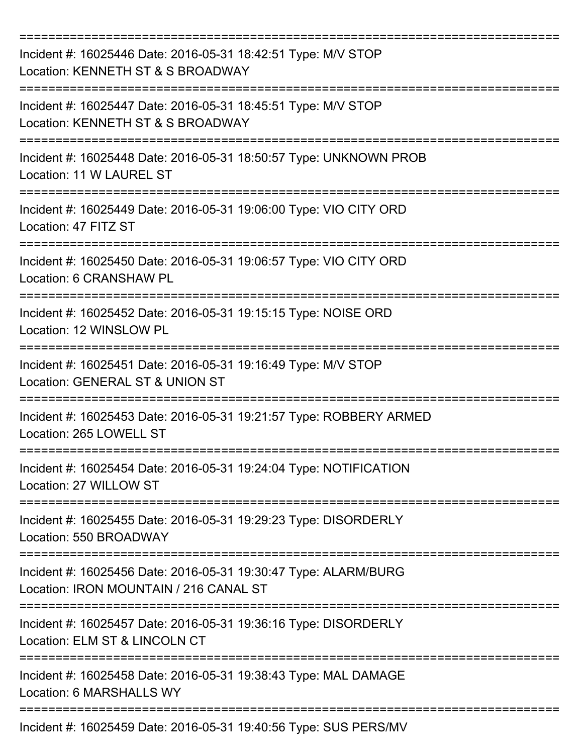===========================================================================

Incident #: 16025446 Date: 2016-05-31 18:42:51 Type: M/V STOP
Location: KENNETH ST & S BROADWAY

===========================================================================

Incident #: 16025447 Date: 2016-05-31 18:45:51 Type: M/V STOP
Location: KENNETH ST & S BROADWAY

===========================================================================

Incident #: 16025448 Date: 2016-05-31 18:50:57 Type: UNKNOWN PROB
Location: 11 W LAUREL ST

===========================================================================

Incident #: 16025449 Date: 2016-05-31 19:06:00 Type: VIO CITY ORD
Location: 47 FITZ ST

===========================================================================

Incident #: 16025450 Date: 2016-05-31 19:06:57 Type: VIO CITY ORD
Location: 6 CRANSHAW PL

===========================================================================

Incident #: 16025452 Date: 2016-05-31 19:15:15 Type: NOISE ORD
Location: 12 WINSLOW PL

===========================================================================

Incident #: 16025451 Date: 2016-05-31 19:16:49 Type: M/V STOP
Location: GENERAL ST & UNION ST

===========================================================================

Incident #: 16025453 Date: 2016-05-31 19:21:57 Type: ROBBERY ARMED
Location: 265 LOWELL ST

===========================================================================

Incident #: 16025454 Date: 2016-05-31 19:24:04 Type: NOTIFICATION
Location: 27 WILLOW ST

===========================================================================

Incident #: 16025455 Date: 2016-05-31 19:29:23 Type: DISORDERLY
Location: 550 BROADWAY

===========================================================================

Incident #: 16025456 Date: 2016-05-31 19:30:47 Type: ALARM/BURG
Location: IRON MOUNTAIN / 216 CANAL ST

===========================================================================

Incident #: 16025457 Date: 2016-05-31 19:36:16 Type: DISORDERLY
Location: ELM ST & LINCOLN CT

===========================================================================

Incident #: 16025458 Date: 2016-05-31 19:38:43 Type: MAL DAMAGE
Location: 6 MARSHALLS WY

===========================================================================

Incident #: 16025459 Date: 2016-05-31 19:40:56 Type: SUS PERS/MV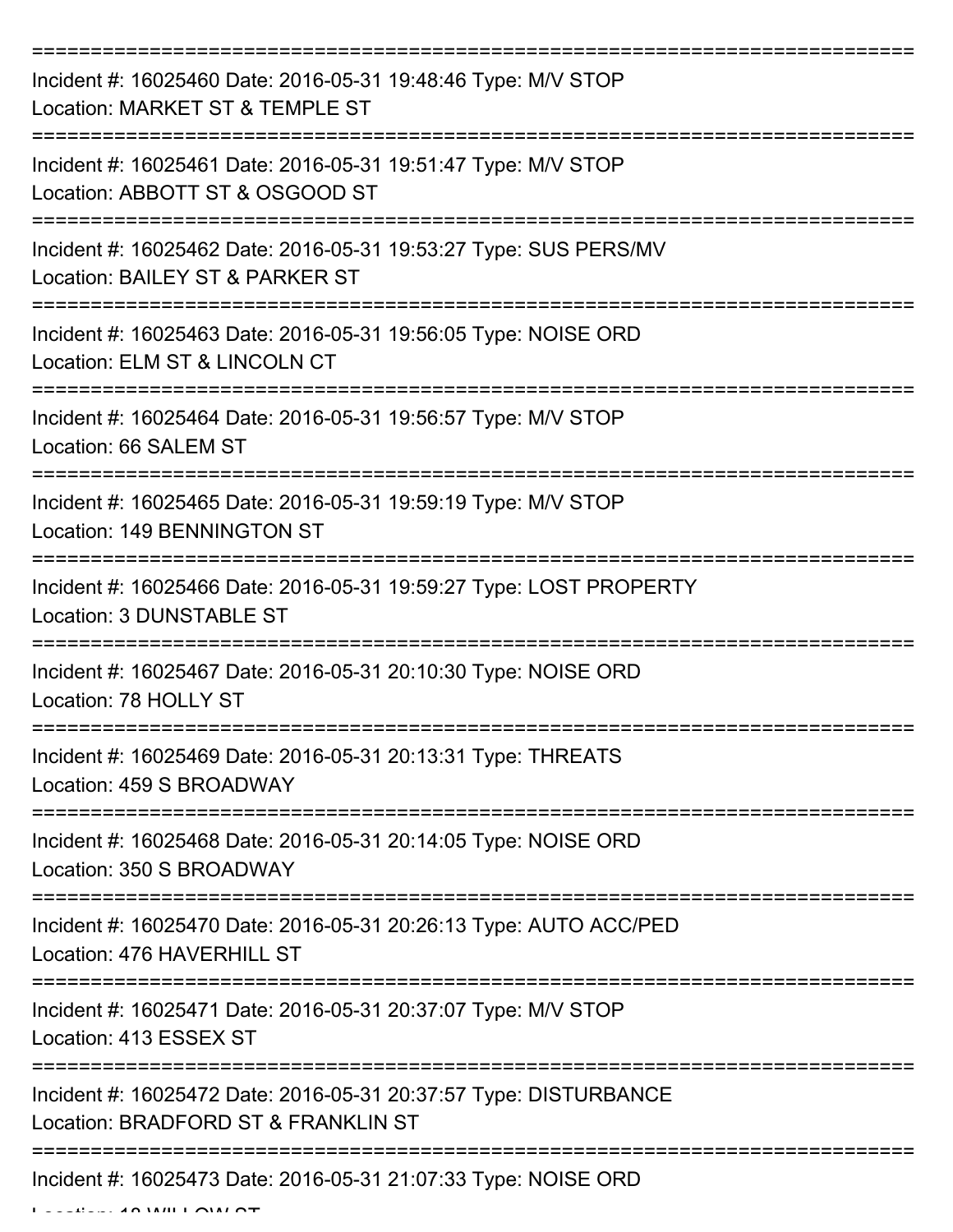===========================================================================

Incident #: 16025460 Date: 2016-05-31 19:48:46 Type: M/V STOP

Location: MARKET ST & TEMPLE ST

===========================================================================

Incident #: 16025461 Date: 2016-05-31 19:51:47 Type: M/V STOP

Location: ABBOTT ST & OSGOOD ST

===========================================================================

Incident #: 16025462 Date: 2016-05-31 19:53:27 Type: SUS PERS/MV

Location: BAILEY ST & PARKER ST

===========================================================================

Incident #: 16025463 Date: 2016-05-31 19:56:05 Type: NOISE ORD

Location: ELM ST & LINCOLN CT

===========================================================================

Incident #: 16025464 Date: 2016-05-31 19:56:57 Type: M/V STOP

Location: 66 SALEM ST

===========================================================================

Incident #: 16025465 Date: 2016-05-31 19:59:19 Type: M/V STOP

Location: 149 BENNINGTON ST

===========================================================================

Incident #: 16025466 Date: 2016-05-31 19:59:27 Type: LOST PROPERTY

Location: 3 DUNSTABLE ST

===========================================================================

Incident #: 16025467 Date: 2016-05-31 20:10:30 Type: NOISE ORD

Location: 78 HOLLY ST

===========================================================================

Incident #: 16025469 Date: 2016-05-31 20:13:31 Type: THREATS

Location: 459 S BROADWAY

===========================================================================

Incident #: 16025468 Date: 2016-05-31 20:14:05 Type: NOISE ORD

Location: 350 S BROADWAY

===========================================================================

Incident #: 16025470 Date: 2016-05-31 20:26:13 Type: AUTO ACC/PED

Location: 476 HAVERHILL ST

===========================================================================

Incident #: 16025471 Date: 2016-05-31 20:37:07 Type: M/V STOP

Location: 413 ESSEX ST

===========================================================================

Incident #: 16025472 Date: 2016-05-31 20:37:57 Type: DISTURBANCE

Location: BRADFORD ST & FRANKLIN ST

===========================================================================

Incident #: 16025473 Date: 2016-05-31 21:07:33 Type: NOISE ORD

Location: 18 WILLOW ST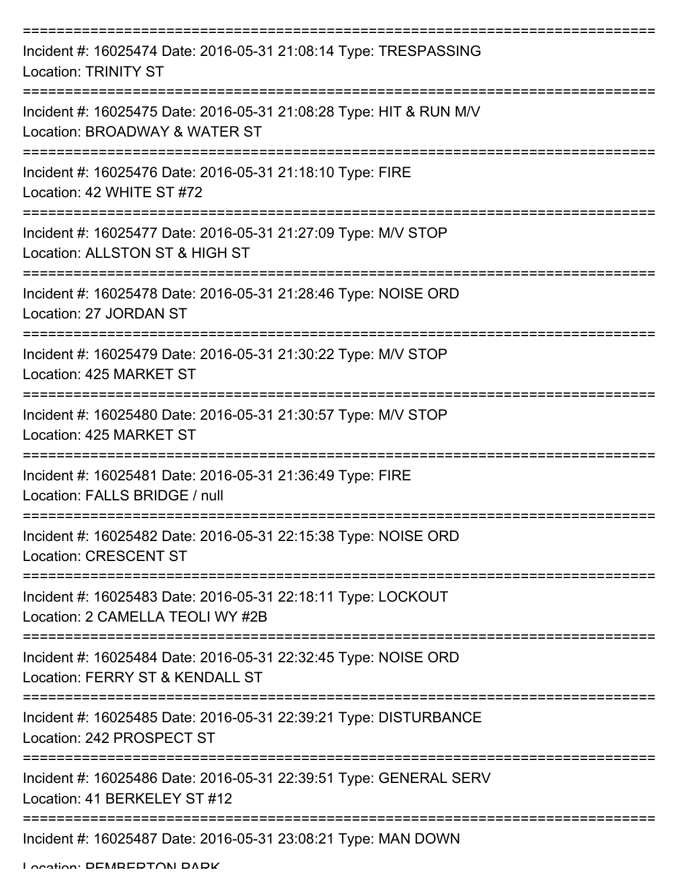===========================================================================

Incident #: 16025474 Date: 2016-05-31 21:08:14 Type: TRESPASSING
Location: TRINITY ST

===========================================================================

Incident #: 16025475 Date: 2016-05-31 21:08:28 Type: HIT & RUN M/V
Location: BROADWAY & WATER ST

===========================================================================

Incident #: 16025476 Date: 2016-05-31 21:18:10 Type: FIRE
Location: 42 WHITE ST #72

===========================================================================

Incident #: 16025477 Date: 2016-05-31 21:27:09 Type: M/V STOP
Location: ALLSTON ST & HIGH ST

===========================================================================

Incident #: 16025478 Date: 2016-05-31 21:28:46 Type: NOISE ORD
Location: 27 JORDAN ST

===========================================================================

Incident #: 16025479 Date: 2016-05-31 21:30:22 Type: M/V STOP
Location: 425 MARKET ST

===========================================================================

Incident #: 16025480 Date: 2016-05-31 21:30:57 Type: M/V STOP
Location: 425 MARKET ST

===========================================================================

Incident #: 16025481 Date: 2016-05-31 21:36:49 Type: FIRE
Location: FALLS BRIDGE / null

===========================================================================

Incident #: 16025482 Date: 2016-05-31 22:15:38 Type: NOISE ORD
Location: CRESCENT ST

===========================================================================

Incident #: 16025483 Date: 2016-05-31 22:18:11 Type: LOCKOUT
Location: 2 CAMELLA TEOLI WY #2B

===========================================================================

Incident #: 16025484 Date: 2016-05-31 22:32:45 Type: NOISE ORD
Location: FERRY ST & KENDALL ST

===========================================================================

Incident #: 16025485 Date: 2016-05-31 22:39:21 Type: DISTURBANCE
Location: 242 PROSPECT ST

===========================================================================

Incident #: 16025486 Date: 2016-05-31 22:39:51 Type: GENERAL SERV
Location: 41 BERKELEY ST #12

===========================================================================

Incident #: 16025487 Date: 2016-05-31 23:08:21 Type: MAN DOWN
Location: PEMBERTON PARK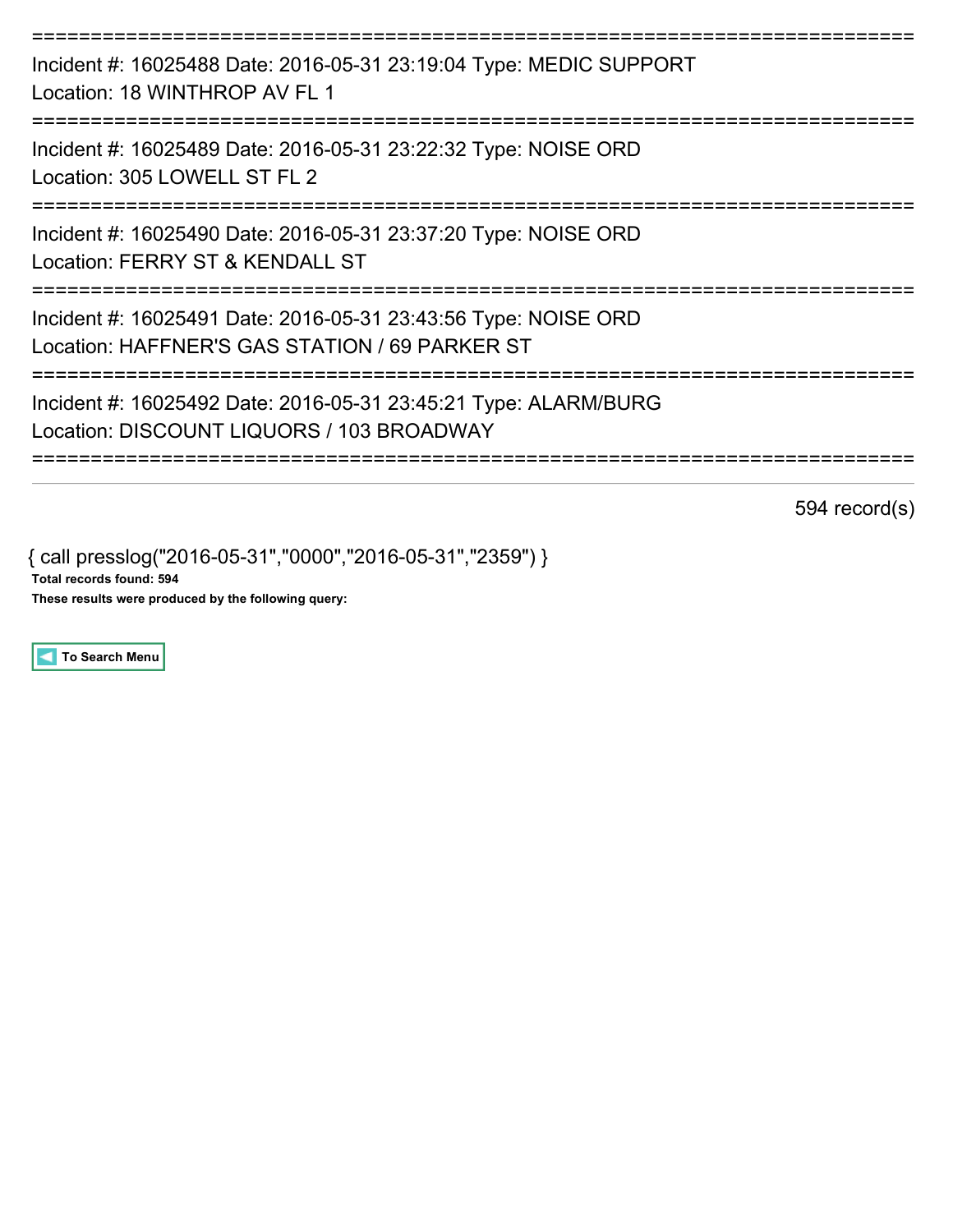===========================================================================

Incident #: 16025488 Date: 2016-05-31 23:19:04 Type: MEDIC SUPPORT
Location: 18 WINTHROP AV FL 1

===========================================================================

Incident #: 16025489 Date: 2016-05-31 23:22:32 Type: NOISE ORD
Location: 305 LOWELL ST FL 2

===========================================================================

Incident #: 16025490 Date: 2016-05-31 23:37:20 Type: NOISE ORD
Location: FERRY ST & KENDALL ST

===========================================================================

Incident #: 16025491 Date: 2016-05-31 23:43:56 Type: NOISE ORD
Location: HAFFNER'S GAS STATION / 69 PARKER ST

===========================================================================

Incident #: 16025492 Date: 2016-05-31 23:45:21 Type: ALARM/BURG
Location: DISCOUNT LIQUORS / 103 BROADWAY

===========================================================================

594 record(s)

{ call presslog("2016-05-31","0000","2016-05-31","2359") }

**Total records found: 594**

**These results were produced by the following query:**

To Search Menu